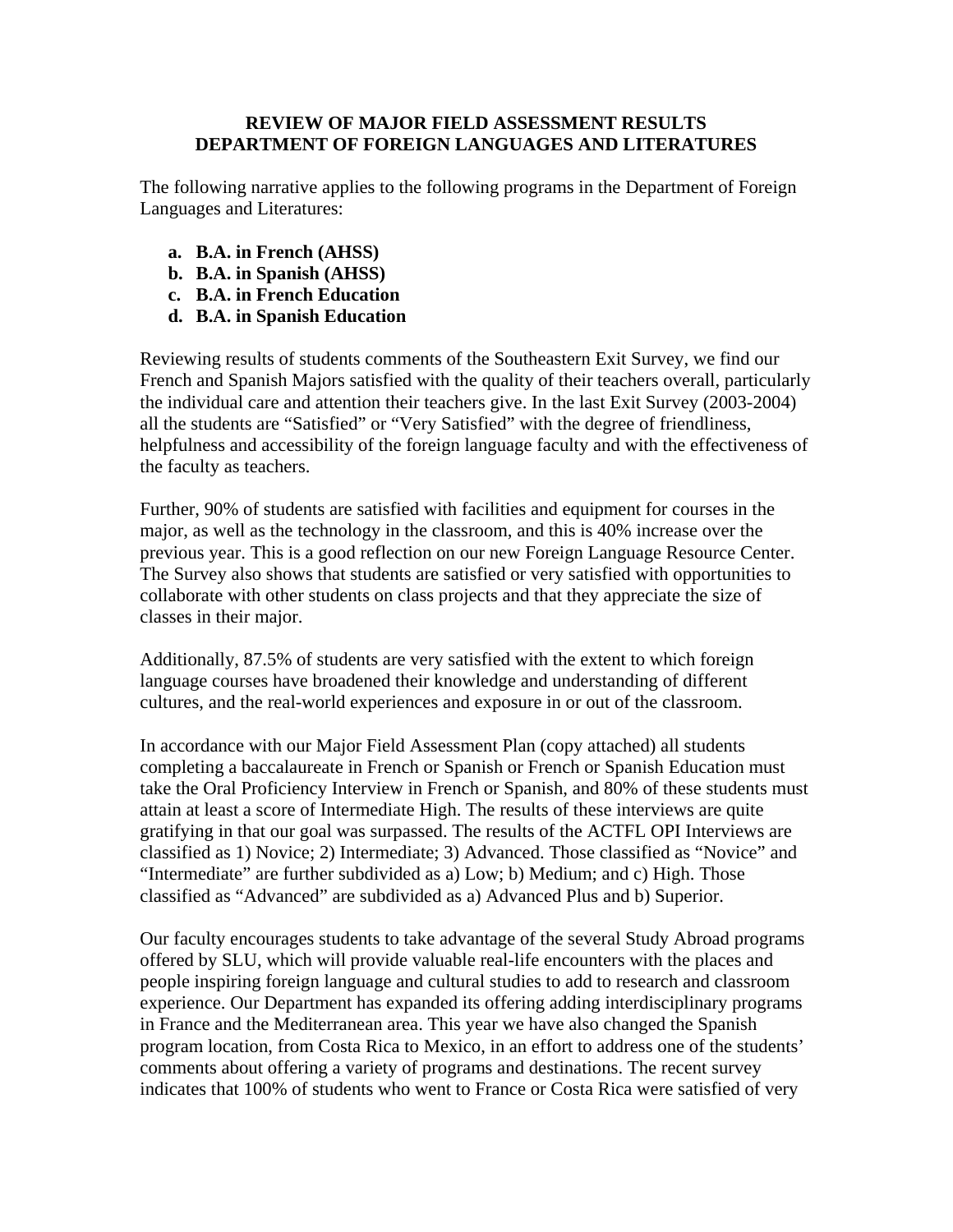# REVIEW OF MAJOR FIELD ASSESSMENT RESULTS
# DEPARTMENT OF FOREIGN LANGUAGES AND LITERATURES

The following narrative applies to the following programs in the Department of Foreign Languages and Literatures:

a. **B.A. in French (AHSS)**
b. **B.A. in Spanish (AHSS)**
c. **B.A. in French Education**
d. **B.A. in Spanish Education**

Reviewing results of students comments of the Southeastern Exit Survey, we find our French and Spanish Majors satisfied with the quality of their teachers overall, particularly the individual care and attention their teachers give. In the last Exit Survey (2003-2004) all the students are "Satisfied" or "Very Satisfied" with the degree of friendliness, helpfulness and accessibility of the foreign language faculty and with the effectiveness of the faculty as teachers.

Further, 90% of students are satisfied with facilities and equipment for courses in the major, as well as the technology in the classroom, and this is 40% increase over the previous year. This is a good reflection on our new Foreign Language Resource Center. The Survey also shows that students are satisfied or very satisfied with opportunities to collaborate with other students on class projects and that they appreciate the size of classes in their major.

Additionally, 87.5% of students are very satisfied with the extent to which foreign language courses have broadened their knowledge and understanding of different cultures, and the real-world experiences and exposure in or out of the classroom.

In accordance with our Major Field Assessment Plan (copy attached) all students completing a baccalaureate in French or Spanish or French or Spanish Education must take the Oral Proficiency Interview in French or Spanish, and 80% of these students must attain at least a score of Intermediate High. The results of these interviews are quite gratifying in that our goal was surpassed. The results of the ACTFL OPI Interviews are classified as 1) Novice; 2) Intermediate; 3) Advanced. Those classified as "Novice" and "Intermediate" are further subdivided as a) Low; b) Medium; and c) High. Those classified as "Advanced" are subdivided as a) Advanced Plus and b) Superior.

Our faculty encourages students to take advantage of the several Study Abroad programs offered by SLU, which will provide valuable real-life encounters with the places and people inspiring foreign language and cultural studies to add to research and classroom experience. Our Department has expanded its offering adding interdisciplinary programs in France and the Mediterranean area. This year we have also changed the Spanish program location, from Costa Rica to Mexico, in an effort to address one of the students' comments about offering a variety of programs and destinations. The recent survey indicates that 100% of students who went to France or Costa Rica were satisfied of very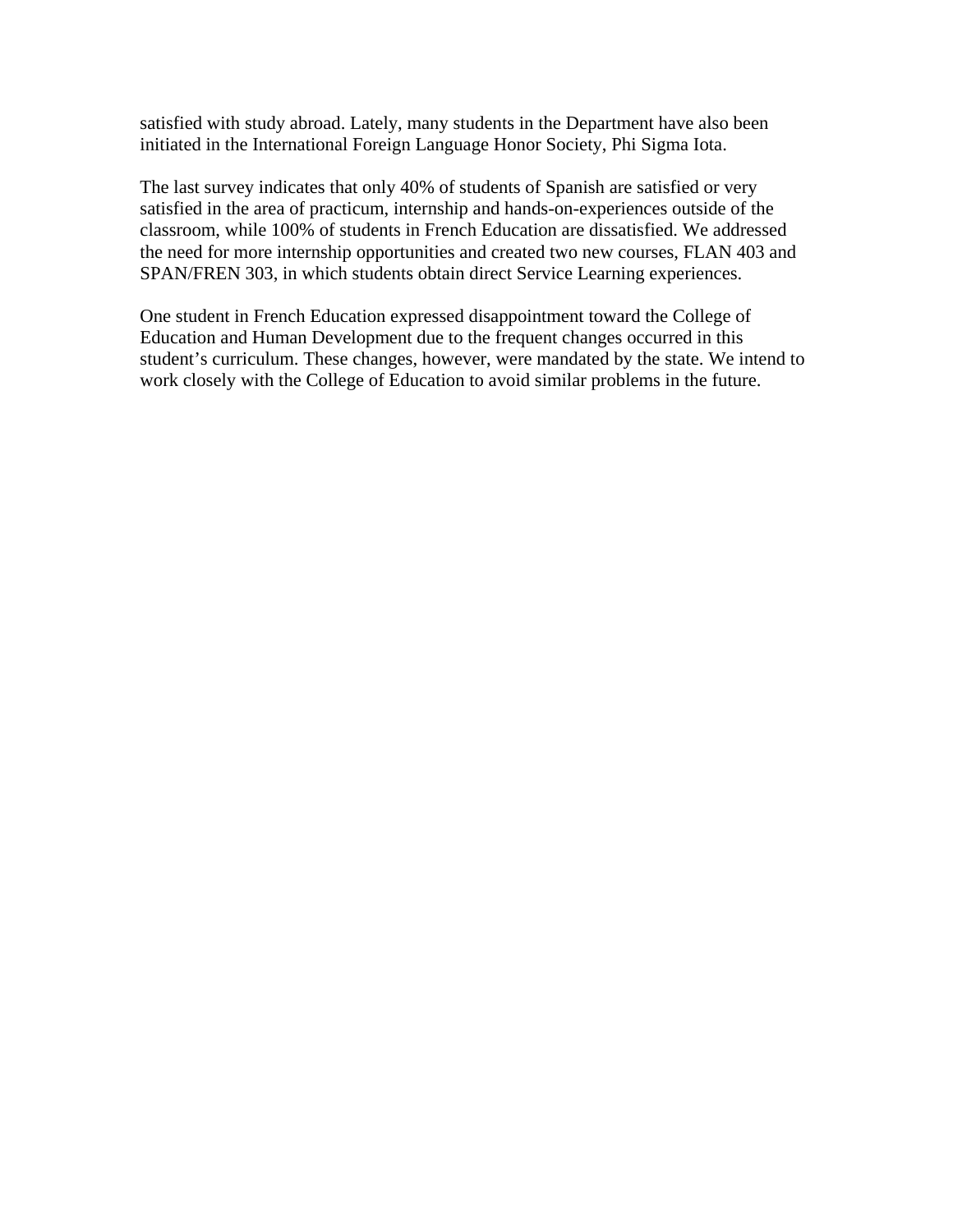satisfied with study abroad. Lately, many students in the Department have also been initiated in the International Foreign Language Honor Society, Phi Sigma Iota.

The last survey indicates that only 40% of students of Spanish are satisfied or very satisfied in the area of practicum, internship and hands-on-experiences outside of the classroom, while 100% of students in French Education are dissatisfied. We addressed the need for more internship opportunities and created two new courses, FLAN 403 and SPAN/FREN 303, in which students obtain direct Service Learning experiences.

One student in French Education expressed disappointment toward the College of Education and Human Development due to the frequent changes occurred in this student's curriculum. These changes, however, were mandated by the state. We intend to work closely with the College of Education to avoid similar problems in the future.